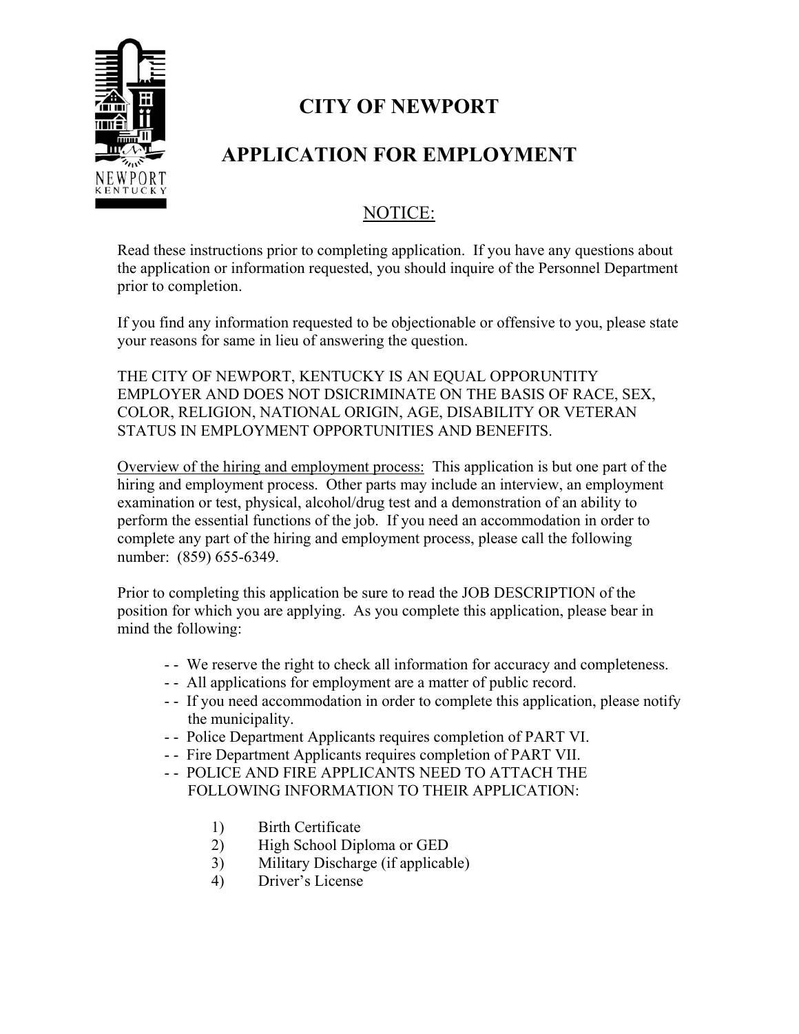# CITY OF NEWPORT

# APPLICATION FOR EMPLOYMENT

## NOTICE:

Read these instructions prior to completing application. If you have any questions about the application or information requested, you should inquire of the Personnel Department prior to completion.

If you find any information requested to be objectionable or offensive to you, please state your reasons for same in lieu of answering the question.

THE CITY OF NEWPORT, KENTUCKY IS AN EQUAL OPPORUNTITY EMPLOYER AND DOES NOT DSICRIMINATE ON THE BASIS OF RACE, SEX, COLOR, RELIGION, NATIONAL ORIGIN, AGE, DISABILITY OR VETERAN STATUS IN EMPLOYMENT OPPORTUNITIES AND BENEFITS.

Overview of the hiring and employment process: This application is but one part of the hiring and employment process. Other parts may include an interview, an employment examination or test, physical, alcohol/drug test and a demonstration of an ability to perform the essential functions of the job. If you need an accommodation in order to complete any part of the hiring and employment process, please call the following number: (859) 655-6349.

Prior to completing this application be sure to read the JOB DESCRIPTION of the position for which you are applying. As you complete this application, please bear in mind the following:

- - We reserve the right to check all information for accuracy and completeness.
- - All applications for employment are a matter of public record.
- - If you need accommodation in order to complete this application, please notify the municipality.
- - Police Department Applicants requires completion of PART VI.
- - Fire Department Applicants requires completion of PART VII.
- - POLICE AND FIRE APPLICANTS NEED TO ATTACH THE FOLLOWING INFORMATION TO THEIR APPLICATION:

  1) Birth Certificate
  2) High School Diploma or GED
  3) Military Discharge (if applicable)
  4) Driver's License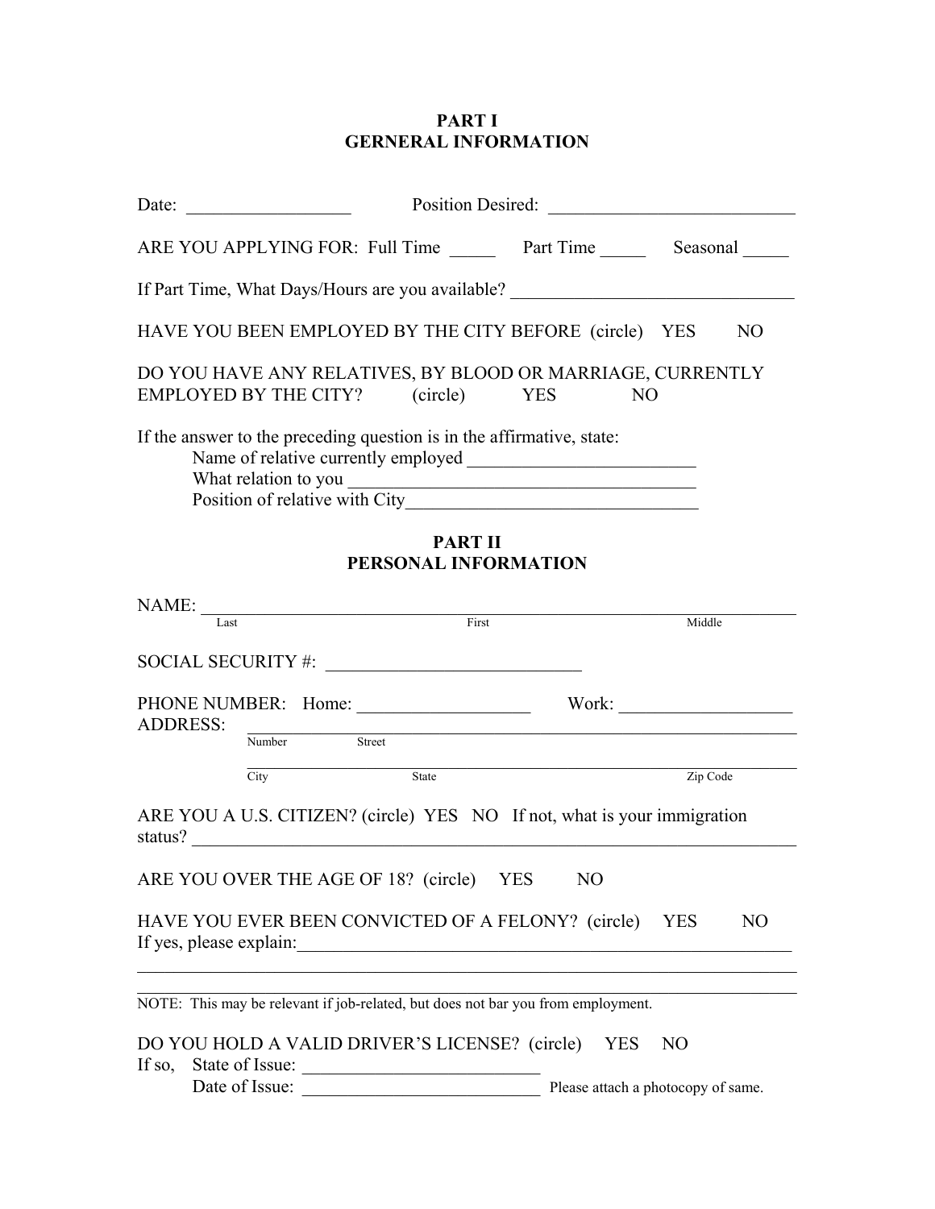## PART I
## GERNERAL INFORMATION

Date: _________________ Position Desired: __________________________

ARE YOU APPLYING FOR: Full Time _____ Part Time _____ Seasonal _____

If Part Time, What Days/Hours are you available? ______________________________

HAVE YOU BEEN EMPLOYED BY THE CITY BEFORE (circle) YES NO

DO YOU HAVE ANY RELATIVES, BY BLOOD OR MARRIAGE, CURRENTLY EMPLOYED BY THE CITY? (circle) YES NO

If the answer to the preceding question is in the affirmative, state:

Name of relative currently employed ________________________

What relation to you ______________________________________

Position of relative with City_______________________________

## PART II
## PERSONAL INFORMATION

NAME: ________________________________________________________________

Last First Middle

SOCIAL SECURITY #: ___________________________

PHONE NUMBER: Home: __________________ Work: __________________

ADDRESS: ____________________________________________________________

Number Street

____________________________________________________________

City State Zip Code

ARE YOU A U.S. CITIZEN? (circle) YES NO If not, what is your immigration status? ____________________________________________________________

ARE YOU OVER THE AGE OF 18? (circle) YES NO

HAVE YOU EVER BEEN CONVICTED OF A FELONY? (circle) YES NO

If yes, please explain:_________________________________________________________

______________________________________________________________________

______________________________________________________________________

NOTE: This may be relevant if job-related, but does not bar you from employment.

DO YOU HOLD A VALID DRIVER'S LICENSE? (circle) YES NO

If so, State of Issue: __________________________

Date of Issue: __________________________ Please attach a photocopy of same.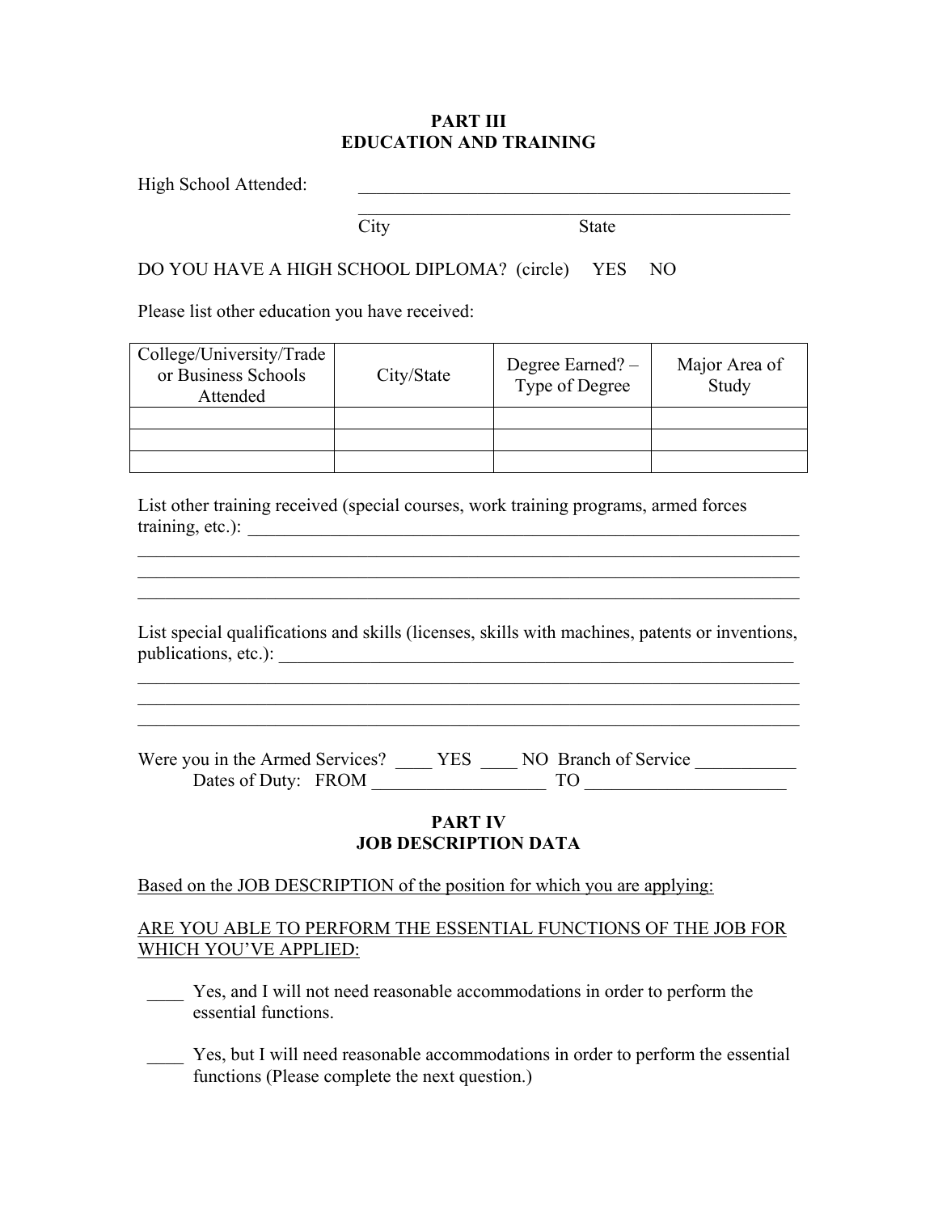## PART III
## EDUCATION AND TRAINING

High School Attended: ______________________________________________

______________________________________________

City State

DO YOU HAVE A HIGH SCHOOL DIPLOMA? (circle) YES NO

Please list other education you have received:

| College/University/Trade or Business Schools Attended | City/State | Degree Earned? – Type of Degree | Major Area of Study |
|---|---|---|---|
| | | | |
| | | | |
| | | | |

List other training received (special courses, work training programs, armed forces training, etc.): ____________________________________________________________

____________________________________________________________________________

____________________________________________________________________________

____________________________________________________________________________

List special qualifications and skills (licenses, skills with machines, patents or inventions, publications, etc.): ____________________________________________________________

____________________________________________________________________________

____________________________________________________________________________

____________________________________________________________________________

Were you in the Armed Services? ____ YES ____ NO Branch of Service ___________

Dates of Duty: FROM ___________________ TO ______________________

## PART IV
## JOB DESCRIPTION DATA

Based on the JOB DESCRIPTION of the position for which you are applying:

ARE YOU ABLE TO PERFORM THE ESSENTIAL FUNCTIONS OF THE JOB FOR WHICH YOU'VE APPLIED:

____ Yes, and I will not need reasonable accommodations in order to perform the essential functions.

____ Yes, but I will need reasonable accommodations in order to perform the essential functions (Please complete the next question.)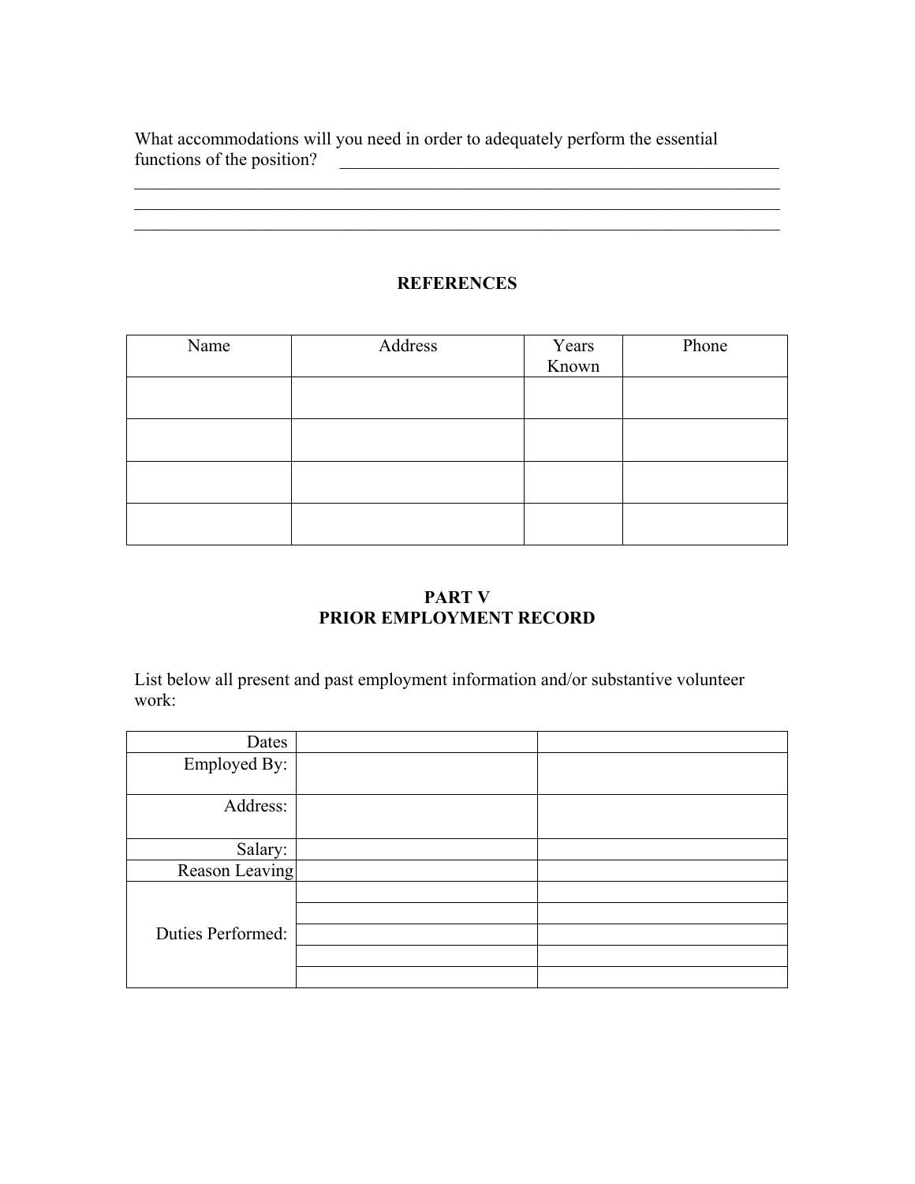What accommodations will you need in order to adequately perform the essential functions of the position? ______________________________________________________
__________________________________________________________________________
__________________________________________________________________________
__________________________________________________________________________

## REFERENCES

| Name | Address | Years Known | Phone |
|---|---|---|---|
| | | | |
| | | | |
| | | | |
| | | | |

## PART V
## PRIOR EMPLOYMENT RECORD

List below all present and past employment information and/or substantive volunteer work:

| | | |
|---|---|---|
| Dates | | |
| Employed By: | | |
| Address: | | |
| Salary: | | |
| Reason Leaving | | |
| Duties Performed: | | |
| | | |
| | | |
| | | |
| | | |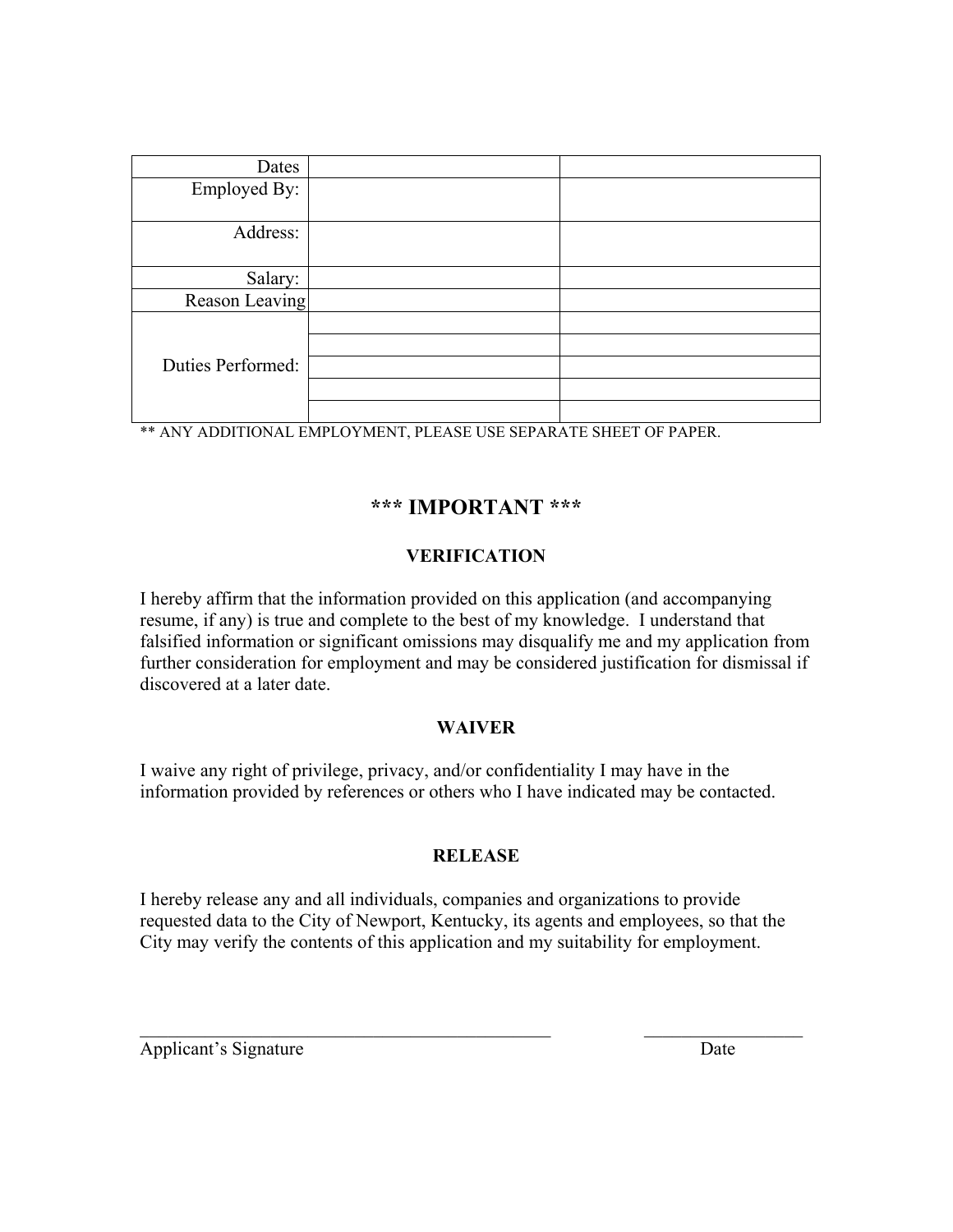| Dates | | |
|---|---|---|
| Employed By: | | |
| Address: | | |
| Salary: | | |
| Reason Leaving | | |
| Duties Performed: | | |
| | | |
| | | |
| | | |
| | | |

** ANY ADDITIONAL EMPLOYMENT, PLEASE USE SEPARATE SHEET OF PAPER.

## *** IMPORTANT ***

### VERIFICATION

I hereby affirm that the information provided on this application (and accompanying resume, if any) is true and complete to the best of my knowledge. I understand that falsified information or significant omissions may disqualify me and my application from further consideration for employment and may be considered justification for dismissal if discovered at a later date.

### WAIVER

I waive any right of privilege, privacy, and/or confidentiality I may have in the information provided by references or others who I have indicated may be contacted.

### RELEASE

I hereby release any and all individuals, companies and organizations to provide requested data to the City of Newport, Kentucky, its agents and employees, so that the City may verify the contents of this application and my suitability for employment.

_____________________________________________ __________________

Applicant's Signature Date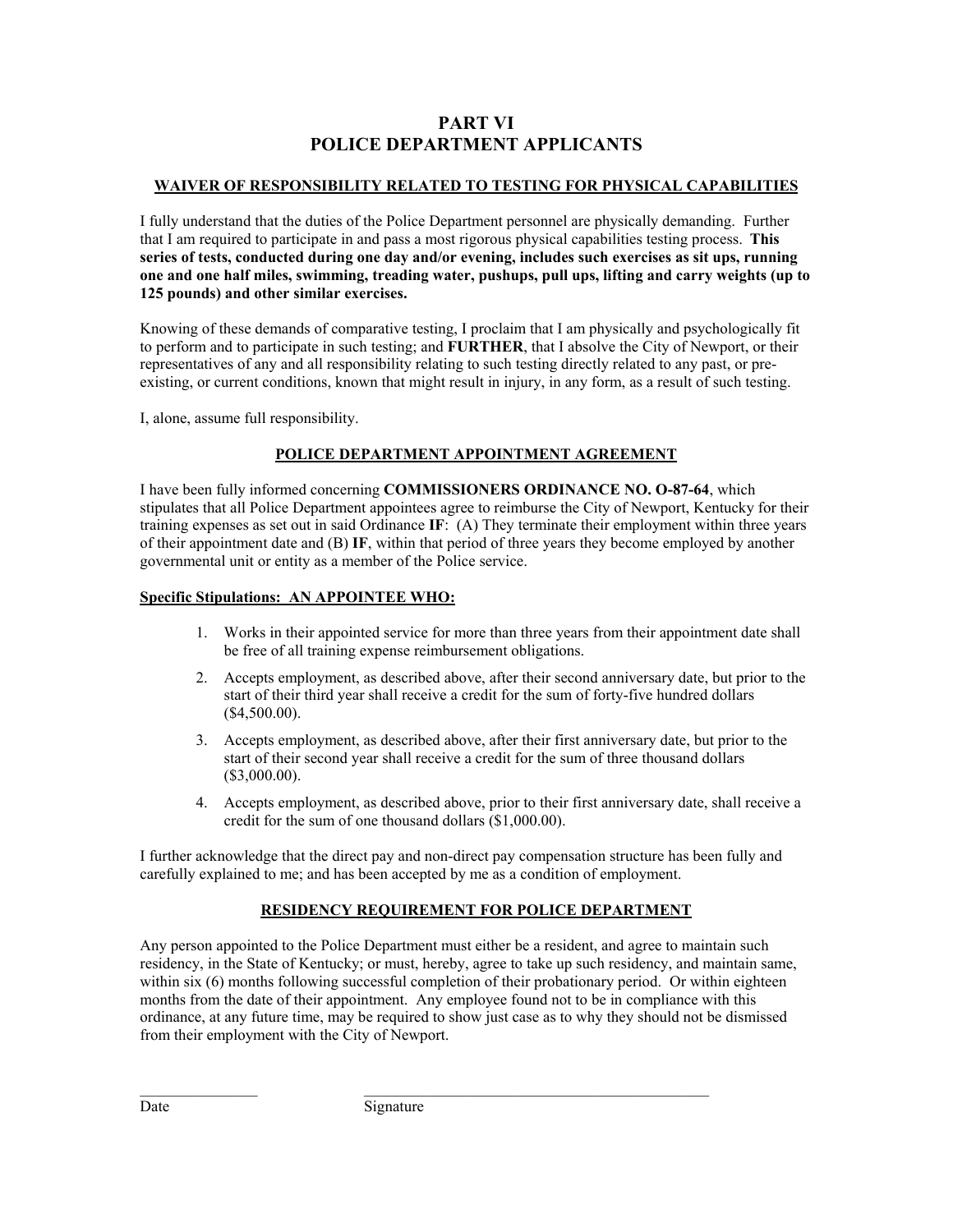# PART VI
# POLICE DEPARTMENT APPLICANTS

## WAIVER OF RESPONSIBILITY RELATED TO TESTING FOR PHYSICAL CAPABILITIES

I fully understand that the duties of the Police Department personnel are physically demanding. Further that I am required to participate in and pass a most rigorous physical capabilities testing process. **This series of tests, conducted during one day and/or evening, includes such exercises as sit ups, running one and one half miles, swimming, treading water, pushups, pull ups, lifting and carry weights (up to 125 pounds) and other similar exercises.**

Knowing of these demands of comparative testing, I proclaim that I am physically and psychologically fit to perform and to participate in such testing; and **FURTHER**, that I absolve the City of Newport, or their representatives of any and all responsibility relating to such testing directly related to any past, or pre-existing, or current conditions, known that might result in injury, in any form, as a result of such testing.

I, alone, assume full responsibility.

## POLICE DEPARTMENT APPOINTMENT AGREEMENT

I have been fully informed concerning **COMMISSIONERS ORDINANCE NO. O-87-64**, which stipulates that all Police Department appointees agree to reimburse the City of Newport, Kentucky for their training expenses as set out in said Ordinance **IF**: (A) They terminate their employment within three years of their appointment date and (B) **IF**, within that period of three years they become employed by another governmental unit or entity as a member of the Police service.

**Specific Stipulations: AN APPOINTEE WHO:**

1. Works in their appointed service for more than three years from their appointment date shall be free of all training expense reimbursement obligations.
2. Accepts employment, as described above, after their second anniversary date, but prior to the start of their third year shall receive a credit for the sum of forty-five hundred dollars ($4,500.00).
3. Accepts employment, as described above, after their first anniversary date, but prior to the start of their second year shall receive a credit for the sum of three thousand dollars ($3,000.00).
4. Accepts employment, as described above, prior to their first anniversary date, shall receive a credit for the sum of one thousand dollars ($1,000.00).

I further acknowledge that the direct pay and non-direct pay compensation structure has been fully and carefully explained to me; and has been accepted by me as a condition of employment.

## RESIDENCY REQUIREMENT FOR POLICE DEPARTMENT

Any person appointed to the Police Department must either be a resident, and agree to maintain such residency, in the State of Kentucky; or must, hereby, agree to take up such residency, and maintain same, within six (6) months following successful completion of their probationary period. Or within eighteen months from the date of their appointment. Any employee found not to be in compliance with this ordinance, at any future time, may be required to show just case as to why they should not be dismissed from their employment with the City of Newport.

\_\_\_\_\_\_\_\_\_\_\_\_\_\_\_\_ \_\_\_\_\_\_\_\_\_\_\_\_\_\_\_\_\_\_\_\_\_\_\_\_\_\_\_\_\_\_\_\_\_\_\_\_\_\_\_\_\_\_\_\_\_\_

Date Signature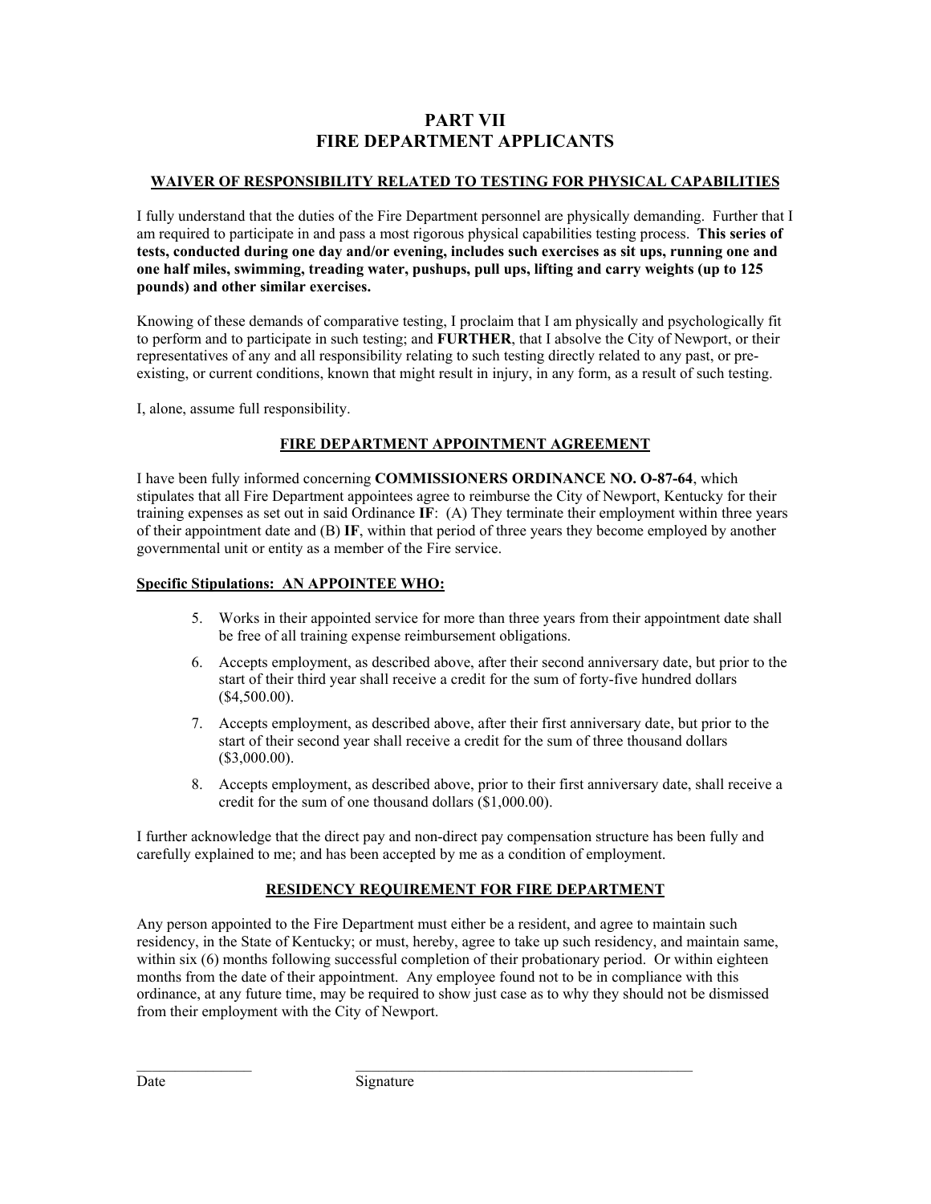# PART VII
# FIRE DEPARTMENT APPLICANTS

## WAIVER OF RESPONSIBILITY RELATED TO TESTING FOR PHYSICAL CAPABILITIES

I fully understand that the duties of the Fire Department personnel are physically demanding. Further that I am required to participate in and pass a most rigorous physical capabilities testing process. **This series of tests, conducted during one day and/or evening, includes such exercises as sit ups, running one and one half miles, swimming, treading water, pushups, pull ups, lifting and carry weights (up to 125 pounds) and other similar exercises.**

Knowing of these demands of comparative testing, I proclaim that I am physically and psychologically fit to perform and to participate in such testing; and **FURTHER**, that I absolve the City of Newport, or their representatives of any and all responsibility relating to such testing directly related to any past, or pre-existing, or current conditions, known that might result in injury, in any form, as a result of such testing.

I, alone, assume full responsibility.

## FIRE DEPARTMENT APPOINTMENT AGREEMENT

I have been fully informed concerning **COMMISSIONERS ORDINANCE NO. O-87-64**, which stipulates that all Fire Department appointees agree to reimburse the City of Newport, Kentucky for their training expenses as set out in said Ordinance **IF**: (A) They terminate their employment within three years of their appointment date and (B) **IF**, within that period of three years they become employed by another governmental unit or entity as a member of the Fire service.

**Specific Stipulations: AN APPOINTEE WHO:**

5. Works in their appointed service for more than three years from their appointment date shall be free of all training expense reimbursement obligations.
6. Accepts employment, as described above, after their second anniversary date, but prior to the start of their third year shall receive a credit for the sum of forty-five hundred dollars ($4,500.00).
7. Accepts employment, as described above, after their first anniversary date, but prior to the start of their second year shall receive a credit for the sum of three thousand dollars ($3,000.00).
8. Accepts employment, as described above, prior to their first anniversary date, shall receive a credit for the sum of one thousand dollars ($1,000.00).

I further acknowledge that the direct pay and non-direct pay compensation structure has been fully and carefully explained to me; and has been accepted by me as a condition of employment.

## RESIDENCY REQUIREMENT FOR FIRE DEPARTMENT

Any person appointed to the Fire Department must either be a resident, and agree to maintain such residency, in the State of Kentucky; or must, hereby, agree to take up such residency, and maintain same, within six (6) months following successful completion of their probationary period. Or within eighteen months from the date of their appointment. Any employee found not to be in compliance with this ordinance, at any future time, may be required to show just case as to why they should not be dismissed from their employment with the City of Newport.

_______________ &nbsp;&nbsp;&nbsp;&nbsp; _____________________________________________

Date &nbsp;&nbsp;&nbsp;&nbsp; Signature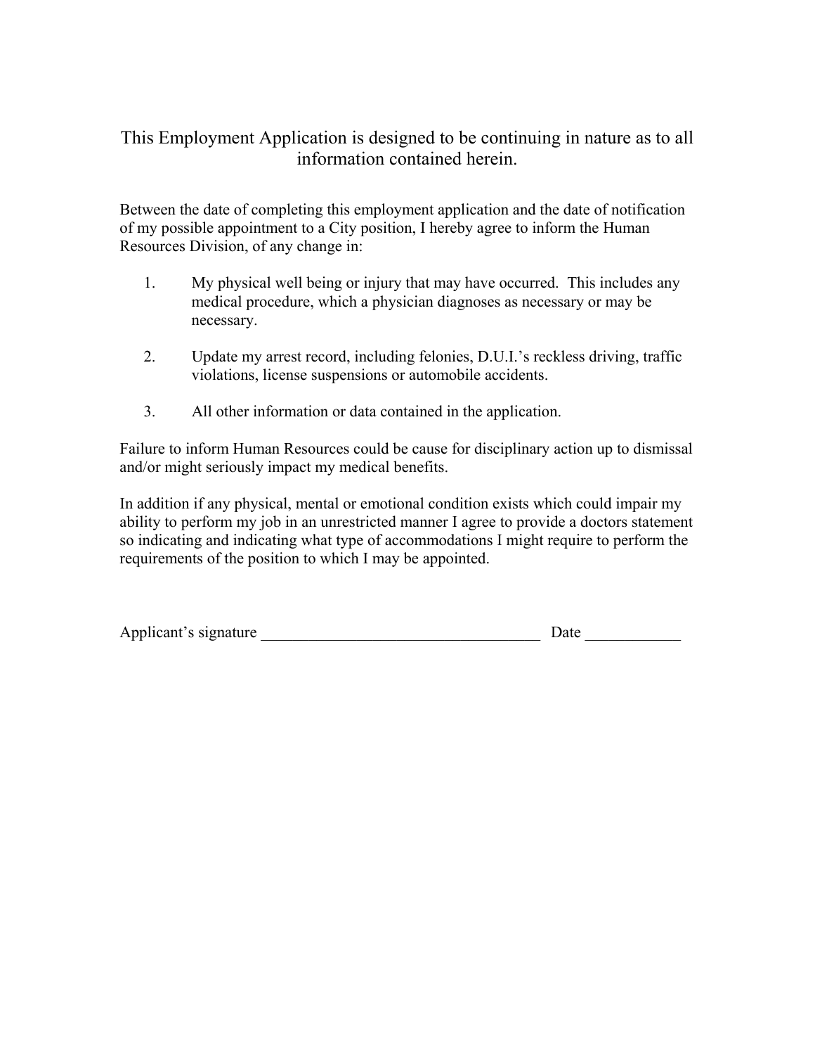## This Employment Application is designed to be continuing in nature as to all information contained herein.

Between the date of completing this employment application and the date of notification of my possible appointment to a City position, I hereby agree to inform the Human Resources Division, of any change in:

1. My physical well being or injury that may have occurred. This includes any medical procedure, which a physician diagnoses as necessary or may be necessary.

2. Update my arrest record, including felonies, D.U.I.'s reckless driving, traffic violations, license suspensions or automobile accidents.

3. All other information or data contained in the application.

Failure to inform Human Resources could be cause for disciplinary action up to dismissal and/or might seriously impact my medical benefits.

In addition if any physical, mental or emotional condition exists which could impair my ability to perform my job in an unrestricted manner I agree to provide a doctors statement so indicating and indicating what type of accommodations I might require to perform the requirements of the position to which I may be appointed.

Applicant's signature ____________________________________ Date ____________